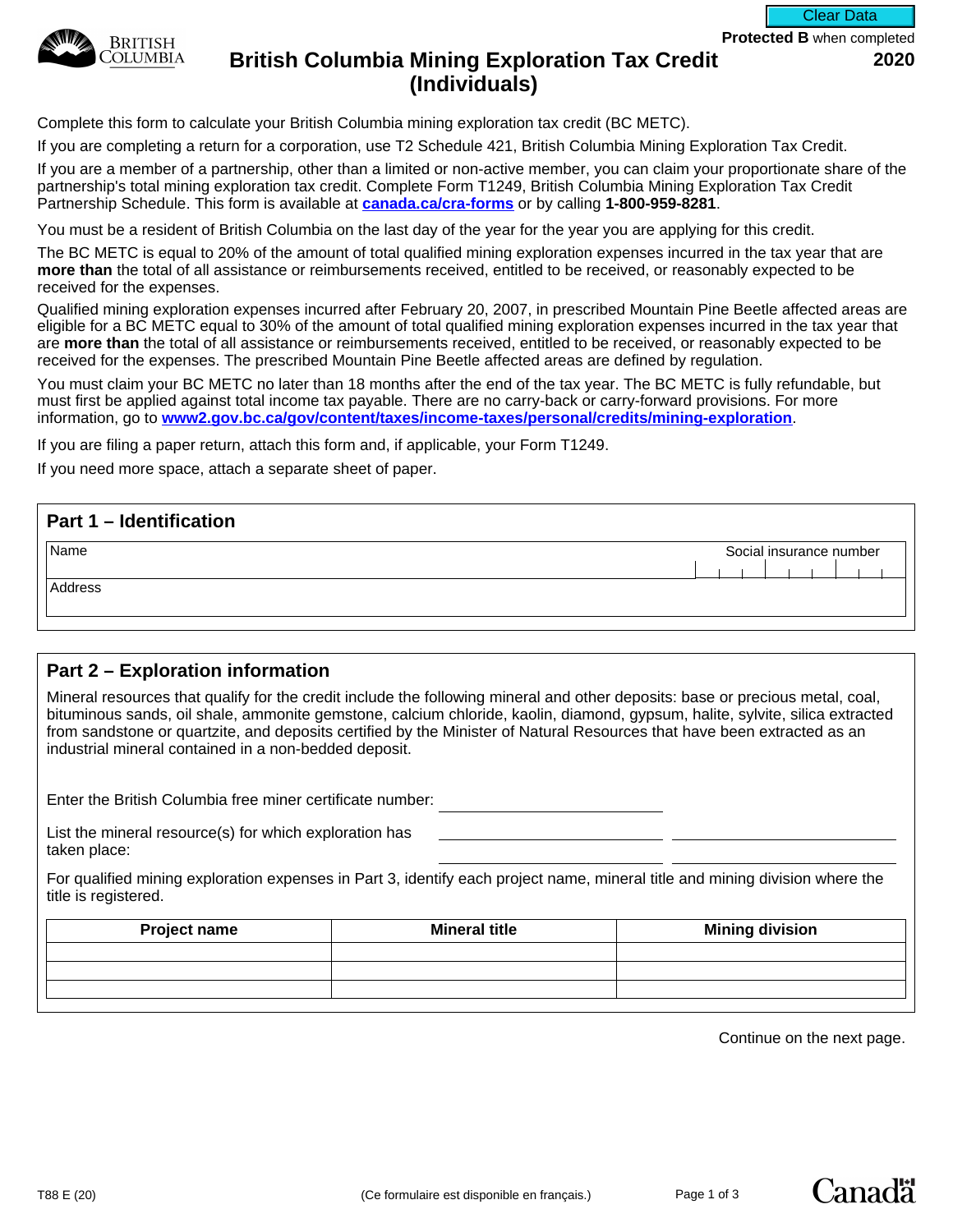Protected B when completed

**2020**

# British Columbia Mining Exploration Tax Credit (Individuals)

Complete this form to calculate your British Columbia mining exploration tax credit (BC METC).

If you are completing a return for a corporation, use T2 Schedule 421, British Columbia Mining Exploration Tax Credit.

If you are a member of a partnership, other than a limited or non-active member, you can claim your proportionate share of the partnership's total mining exploration tax credit. Complete Form T1249, British Columbia Mining Exploration Tax Credit Partnership Schedule. This form is available at **canada.ca/cra-forms** or by calling **1-800-959-8281**.

You must be a resident of British Columbia on the last day of the year for the year you are applying for this credit.

The BC METC is equal to 20% of the amount of total qualified mining exploration expenses incurred in the tax year that are **more than** the total of all assistance or reimbursements received, entitled to be received, or reasonably expected to be received for the expenses.

Qualified mining exploration expenses incurred after February 20, 2007, in prescribed Mountain Pine Beetle affected areas are eligible for a BC METC equal to 30% of the amount of total qualified mining exploration expenses incurred in the tax year that are **more than** the total of all assistance or reimbursements received, entitled to be received, or reasonably expected to be received for the expenses. The prescribed Mountain Pine Beetle affected areas are defined by regulation.

You must claim your BC METC no later than 18 months after the end of the tax year. The BC METC is fully refundable, but must first be applied against total income tax payable. There are no carry-back or carry-forward provisions. For more information, go to **www2.gov.bc.ca/gov/content/taxes/income-taxes/personal/credits/mining-exploration**.

If you are filing a paper return, attach this form and, if applicable, your Form T1249.

If you need more space, attach a separate sheet of paper.

## Part 1 – Identification

| Name | Social insurance number |
|---|---|
| | |
| Address | |
| | |

## Part 2 – Exploration information

Mineral resources that qualify for the credit include the following mineral and other deposits: base or precious metal, coal, bituminous sands, oil shale, ammonite gemstone, calcium chloride, kaolin, diamond, gypsum, halite, sylvite, silica extracted from sandstone or quartzite, and deposits certified by the Minister of Natural Resources that have been extracted as an industrial mineral contained in a non-bedded deposit.

Enter the British Columbia free miner certificate number: ____________________

List the mineral resource(s) for which exploration has taken place: ____________________ ____________________ ____________________ ____________________

For qualified mining exploration expenses in Part 3, identify each project name, mineral title and mining division where the title is registered.

| Project name | Mineral title | Mining division |
|---|---|---|
| | | |
| | | |
| | | |

Continue on the next page.

T88 E (20)

(Ce formulaire est disponible en français.)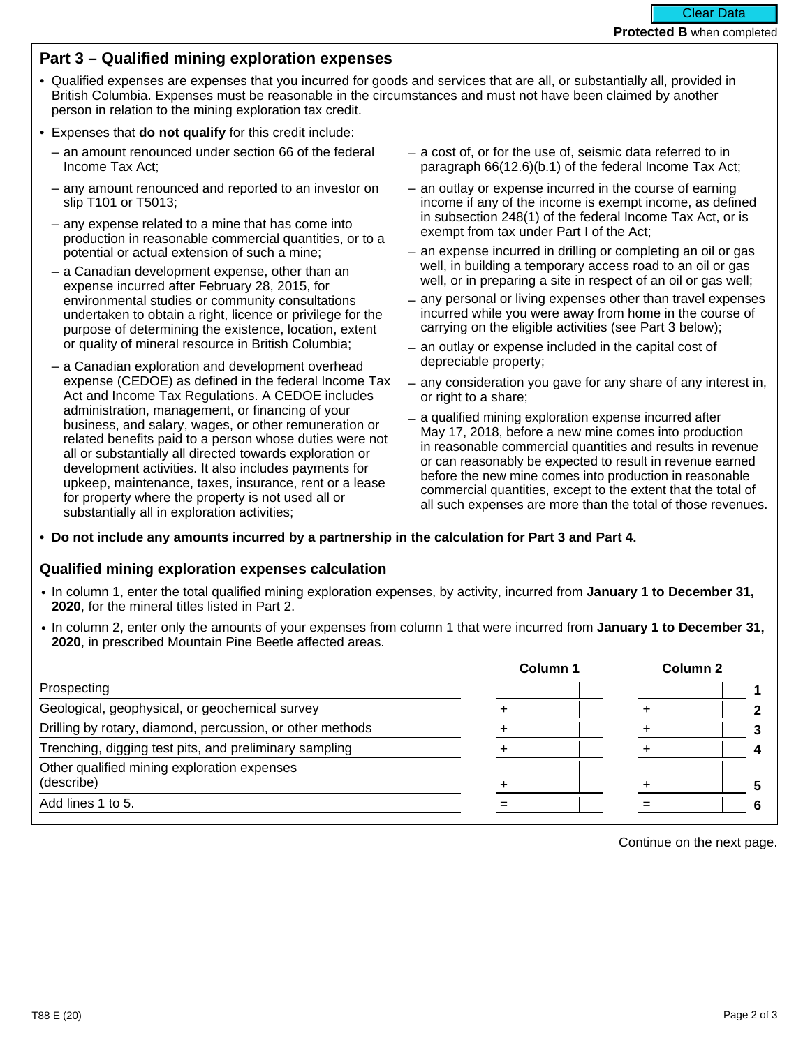Protected B when completed

## Part 3 – Qualified mining exploration expenses

- Qualified expenses are expenses that you incurred for goods and services that are all, or substantially all, provided in British Columbia. Expenses must be reasonable in the circumstances and must not have been claimed by another person in relation to the mining exploration tax credit.
- Expenses that **do not qualify** for this credit include:
  - an amount renounced under section 66 of the federal Income Tax Act;
  - any amount renounced and reported to an investor on slip T101 or T5013;
  - any expense related to a mine that has come into production in reasonable commercial quantities, or to a potential or actual extension of such a mine;
  - a Canadian development expense, other than an expense incurred after February 28, 2015, for environmental studies or community consultations undertaken to obtain a right, licence or privilege for the purpose of determining the existence, location, extent or quality of mineral resource in British Columbia;
  - a Canadian exploration and development overhead expense (CEDOE) as defined in the federal Income Tax Act and Income Tax Regulations. A CEDOE includes administration, management, or financing of your business, and salary, wages, or other remuneration or related benefits paid to a person whose duties were not all or substantially all directed towards exploration or development activities. It also includes payments for upkeep, maintenance, taxes, insurance, rent or a lease for property where the property is not used all or substantially all in exploration activities;
  - a cost of, or for the use of, seismic data referred to in paragraph 66(12.6)(b.1) of the federal Income Tax Act;
  - an outlay or expense incurred in the course of earning income if any of the income is exempt income, as defined in subsection 248(1) of the federal Income Tax Act, or is exempt from tax under Part I of the Act;
  - an expense incurred in drilling or completing an oil or gas well, in building a temporary access road to an oil or gas well, or in preparing a site in respect of an oil or gas well;
  - any personal or living expenses other than travel expenses incurred while you were away from home in the course of carrying on the eligible activities (see Part 3 below);
  - an outlay or expense included in the capital cost of depreciable property;
  - any consideration you gave for any share of any interest in, or right to a share;
  - a qualified mining exploration expense incurred after May 17, 2018, before a new mine comes into production in reasonable commercial quantities and results in revenue or can reasonably be expected to result in revenue earned before the new mine comes into production in reasonable commercial quantities, except to the extent that the total of all such expenses are more than the total of those revenues.
- **Do not include any amounts incurred by a partnership in the calculation for Part 3 and Part 4.**

### Qualified mining exploration expenses calculation

- In column 1, enter the total qualified mining exploration expenses, by activity, incurred from **January 1 to December 31, 2020**, for the mineral titles listed in Part 2.
- In column 2, enter only the amounts of your expenses from column 1 that were incurred from **January 1 to December 31, 2020**, in prescribed Mountain Pine Beetle affected areas.

| | Column 1 | Column 2 | |
|---|---|---|---|
| Prospecting | | | 1 |
| Geological, geophysical, or geochemical survey | + | + | 2 |
| Drilling by rotary, diamond, percussion, or other methods | + | + | 3 |
| Trenching, digging test pits, and preliminary sampling | + | + | 4 |
| Other qualified mining exploration expenses (describe) | + | + | 5 |
| Add lines 1 to 5. | = | = | 6 |

Continue on the next page.

T88 E (20)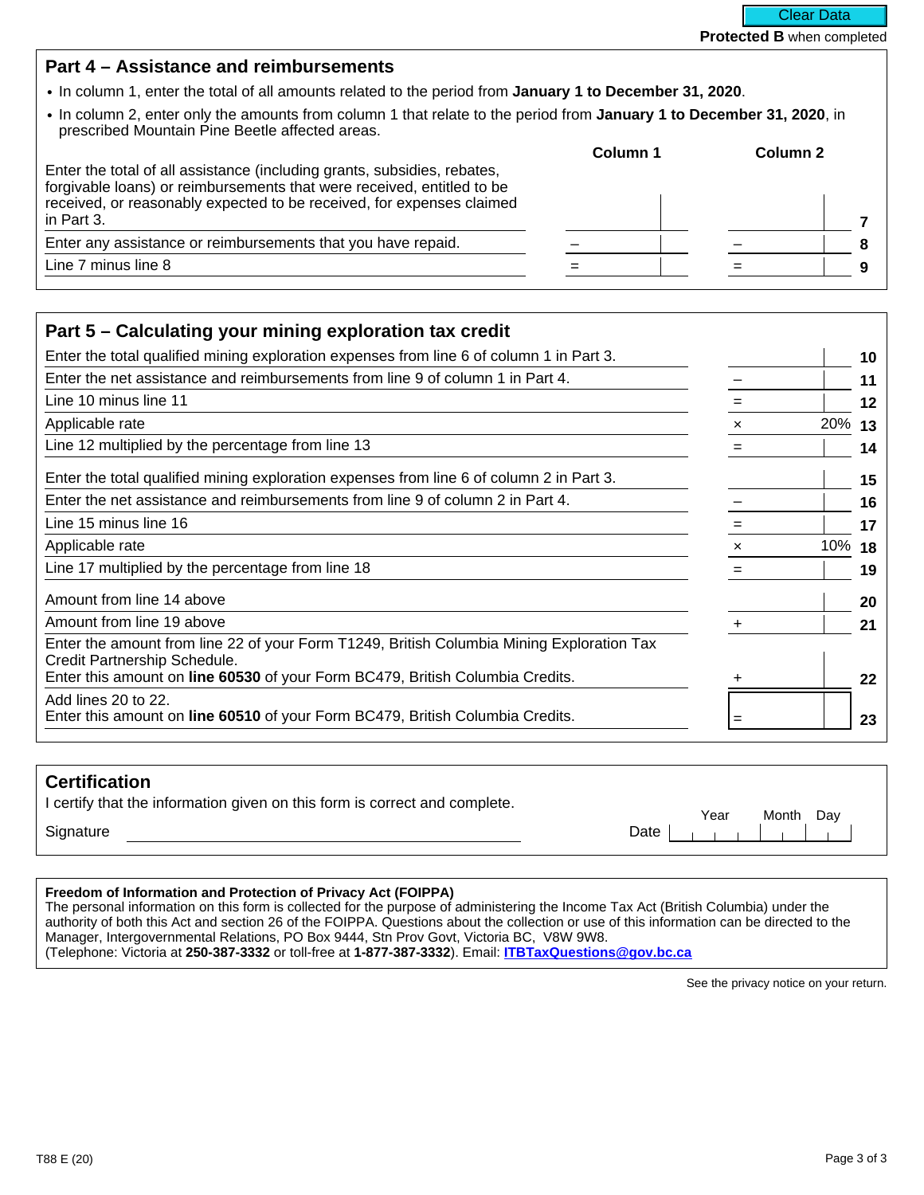Protected B when completed

## Part 4 – Assistance and reimbursements

- In column 1, enter the total of all amounts related to the period from **January 1 to December 31, 2020**.
- In column 2, enter only the amounts from column 1 that relate to the period from **January 1 to December 31, 2020**, in prescribed Mountain Pine Beetle affected areas.

| | Column 1 | Column 2 | |
|---|---|---|---|
| Enter the total of all assistance (including grants, subsidies, rebates, forgivable loans) or reimbursements that were received, entitled to be received, or reasonably expected to be received, for expenses claimed in Part 3. | | | 7 |
| Enter any assistance or reimbursements that you have repaid. | – | – | 8 |
| Line 7 minus line 8 | = | = | 9 |

## Part 5 – Calculating your mining exploration tax credit

| | | |
|---|---|---|
| Enter the total qualified mining exploration expenses from line 6 of column 1 in Part 3. | | 10 |
| Enter the net assistance and reimbursements from line 9 of column 1 in Part 4. | – | 11 |
| Line 10 minus line 11 | = | 12 |
| Applicable rate | × 20% | 13 |
| Line 12 multiplied by the percentage from line 13 | = | 14 |
| Enter the total qualified mining exploration expenses from line 6 of column 2 in Part 3. | | 15 |
| Enter the net assistance and reimbursements from line 9 of column 2 in Part 4. | – | 16 |
| Line 15 minus line 16 | = | 17 |
| Applicable rate | × 10% | 18 |
| Line 17 multiplied by the percentage from line 18 | = | 19 |
| Amount from line 14 above | | 20 |
| Amount from line 19 above | + | 21 |
| Enter the amount from line 22 of your Form T1249, British Columbia Mining Exploration Tax Credit Partnership Schedule. Enter this amount on **line 60530** of your Form BC479, British Columbia Credits. | + | 22 |
| Add lines 20 to 22. Enter this amount on **line 60510** of your Form BC479, British Columbia Credits. | = | 23 |

## Certification

I certify that the information given on this form is correct and complete.

Signature ______________________ Date Year Month Day

**Freedom of Information and Protection of Privacy Act (FOIPPA)**
The personal information on this form is collected for the purpose of administering the Income Tax Act (British Columbia) under the authority of both this Act and section 26 of the FOIPPA. Questions about the collection or use of this information can be directed to the Manager, Intergovernmental Relations, PO Box 9444, Stn Prov Govt, Victoria BC, V8W 9W8.
(Telephone: Victoria at **250-387-3332** or toll-free at **1-877-387-3332**). Email: **ITBTaxQuestions@gov.bc.ca**

See the privacy notice on your return.

T88 E (20)